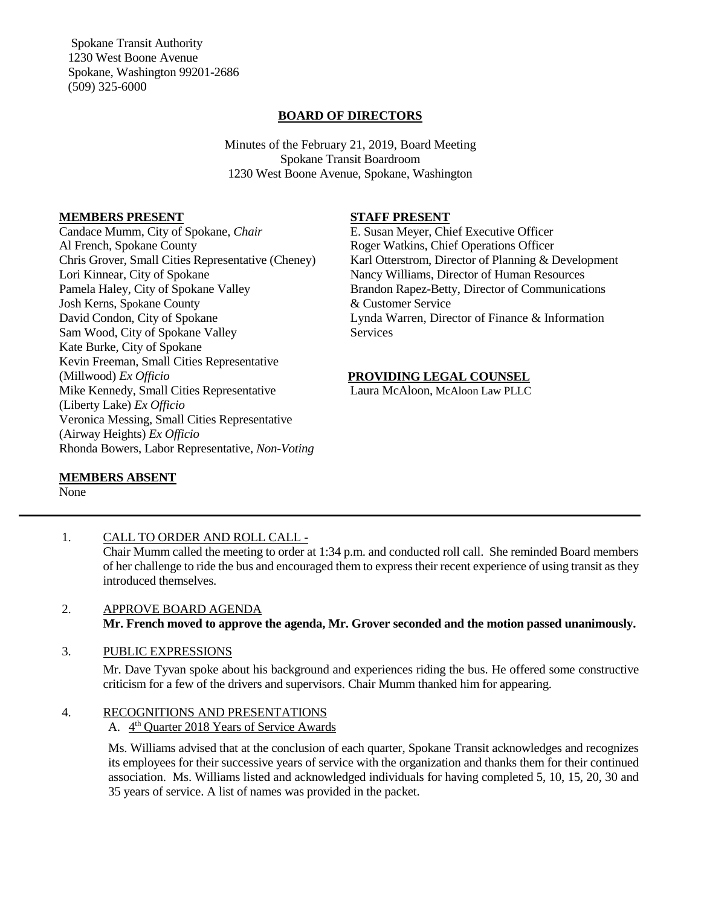Spokane Transit Authority
1230 West Boone Avenue
Spokane, Washington 99201-2686
(509) 325-6000

## BOARD OF DIRECTORS

Minutes of the February 21, 2019, Board Meeting
Spokane Transit Boardroom
1230 West Boone Avenue, Spokane, Washington

**MEMBERS PRESENT**

Candace Mumm, City of Spokane, *Chair*
Al French, Spokane County
Chris Grover, Small Cities Representative (Cheney)
Lori Kinnear, City of Spokane
Pamela Haley, City of Spokane Valley
Josh Kerns, Spokane County
David Condon, City of Spokane
Sam Wood, City of Spokane Valley
Kate Burke, City of Spokane
Kevin Freeman, Small Cities Representative (Millwood) *Ex Officio*
Mike Kennedy, Small Cities Representative (Liberty Lake) *Ex Officio*
Veronica Messing, Small Cities Representative (Airway Heights) *Ex Officio*
Rhonda Bowers, Labor Representative, *Non-Voting*

**STAFF PRESENT**

E. Susan Meyer, Chief Executive Officer
Roger Watkins, Chief Operations Officer
Karl Otterstrom, Director of Planning & Development
Nancy Williams, Director of Human Resources
Brandon Rapez-Betty, Director of Communications & Customer Service
Lynda Warren, Director of Finance & Information Services

**PROVIDING LEGAL COUNSEL**

Laura McAloon, McAloon Law PLLC

**MEMBERS ABSENT**

None

1. CALL TO ORDER AND ROLL CALL -

   Chair Mumm called the meeting to order at 1:34 p.m. and conducted roll call. She reminded Board members of her challenge to ride the bus and encouraged them to express their recent experience of using transit as they introduced themselves.

2. APPROVE BOARD AGENDA

   **Mr. French moved to approve the agenda, Mr. Grover seconded and the motion passed unanimously.**

3. PUBLIC EXPRESSIONS

   Mr. Dave Tyvan spoke about his background and experiences riding the bus. He offered some constructive criticism for a few of the drivers and supervisors. Chair Mumm thanked him for appearing.

4. RECOGNITIONS AND PRESENTATIONS

   A. 4th Quarter 2018 Years of Service Awards

   Ms. Williams advised that at the conclusion of each quarter, Spokane Transit acknowledges and recognizes its employees for their successive years of service with the organization and thanks them for their continued association. Ms. Williams listed and acknowledged individuals for having completed 5, 10, 15, 20, 30 and 35 years of service. A list of names was provided in the packet.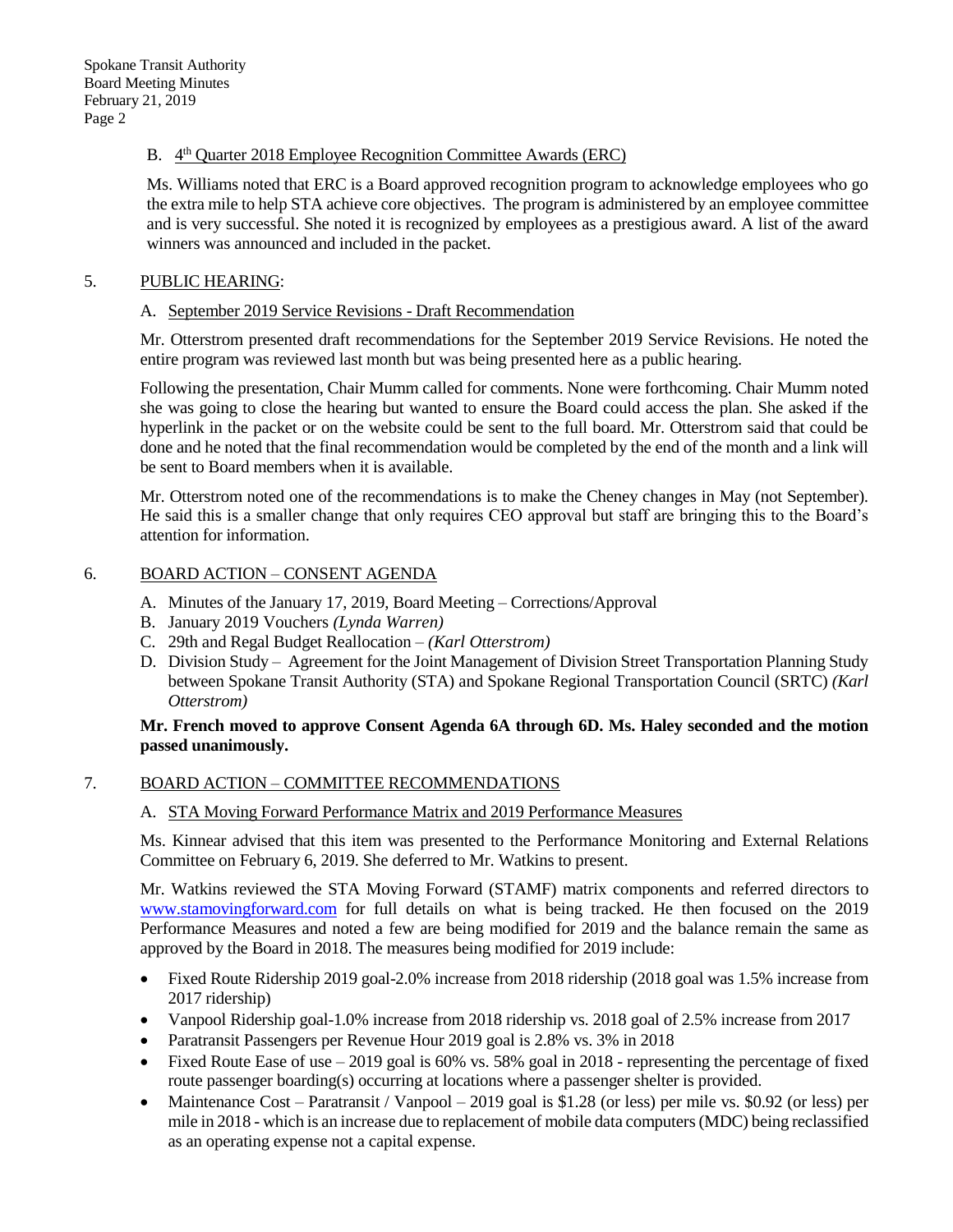B. 4th Quarter 2018 Employee Recognition Committee Awards (ERC)

Ms. Williams noted that ERC is a Board approved recognition program to acknowledge employees who go the extra mile to help STA achieve core objectives. The program is administered by an employee committee and is very successful. She noted it is recognized by employees as a prestigious award. A list of the award winners was announced and included in the packet.

5. PUBLIC HEARING:

A. September 2019 Service Revisions - Draft Recommendation

Mr. Otterstrom presented draft recommendations for the September 2019 Service Revisions. He noted the entire program was reviewed last month but was being presented here as a public hearing.

Following the presentation, Chair Mumm called for comments. None were forthcoming. Chair Mumm noted she was going to close the hearing but wanted to ensure the Board could access the plan. She asked if the hyperlink in the packet or on the website could be sent to the full board. Mr. Otterstrom said that could be done and he noted that the final recommendation would be completed by the end of the month and a link will be sent to Board members when it is available.

Mr. Otterstrom noted one of the recommendations is to make the Cheney changes in May (not September). He said this is a smaller change that only requires CEO approval but staff are bringing this to the Board's attention for information.

6. BOARD ACTION – CONSENT AGENDA

A. Minutes of the January 17, 2019, Board Meeting – Corrections/Approval
B. January 2019 Vouchers *(Lynda Warren)*
C. 29th and Regal Budget Reallocation – *(Karl Otterstrom)*
D. Division Study – Agreement for the Joint Management of Division Street Transportation Planning Study between Spokane Transit Authority (STA) and Spokane Regional Transportation Council (SRTC) *(Karl Otterstrom)*

**Mr. French moved to approve Consent Agenda 6A through 6D. Ms. Haley seconded and the motion passed unanimously.**

7. BOARD ACTION – COMMITTEE RECOMMENDATIONS

A. STA Moving Forward Performance Matrix and 2019 Performance Measures

Ms. Kinnear advised that this item was presented to the Performance Monitoring and External Relations Committee on February 6, 2019. She deferred to Mr. Watkins to present.

Mr. Watkins reviewed the STA Moving Forward (STAMF) matrix components and referred directors to www.stamovingforward.com for full details on what is being tracked. He then focused on the 2019 Performance Measures and noted a few are being modified for 2019 and the balance remain the same as approved by the Board in 2018. The measures being modified for 2019 include:

- Fixed Route Ridership 2019 goal-2.0% increase from 2018 ridership (2018 goal was 1.5% increase from 2017 ridership)
- Vanpool Ridership goal-1.0% increase from 2018 ridership vs. 2018 goal of 2.5% increase from 2017
- Paratransit Passengers per Revenue Hour 2019 goal is 2.8% vs. 3% in 2018
- Fixed Route Ease of use – 2019 goal is 60% vs. 58% goal in 2018 - representing the percentage of fixed route passenger boarding(s) occurring at locations where a passenger shelter is provided.
- Maintenance Cost – Paratransit / Vanpool – 2019 goal is $1.28 (or less) per mile vs. $0.92 (or less) per mile in 2018 - which is an increase due to replacement of mobile data computers (MDC) being reclassified as an operating expense not a capital expense.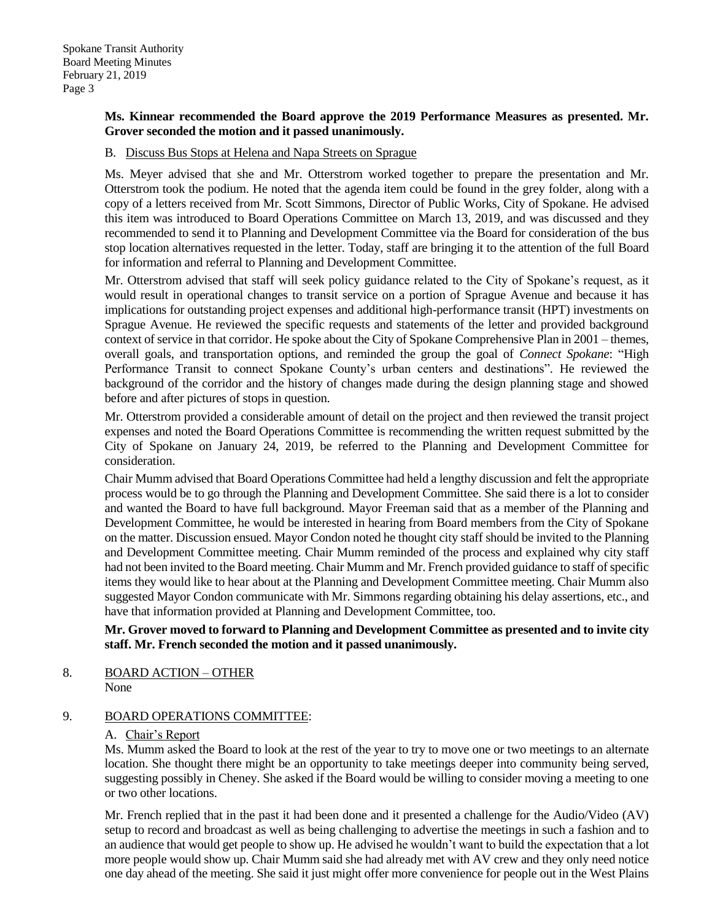**Ms. Kinnear recommended the Board approve the 2019 Performance Measures as presented. Mr. Grover seconded the motion and it passed unanimously.**

B. Discuss Bus Stops at Helena and Napa Streets on Sprague

Ms. Meyer advised that she and Mr. Otterstrom worked together to prepare the presentation and Mr. Otterstrom took the podium. He noted that the agenda item could be found in the grey folder, along with a copy of a letters received from Mr. Scott Simmons, Director of Public Works, City of Spokane. He advised this item was introduced to Board Operations Committee on March 13, 2019, and was discussed and they recommended to send it to Planning and Development Committee via the Board for consideration of the bus stop location alternatives requested in the letter. Today, staff are bringing it to the attention of the full Board for information and referral to Planning and Development Committee.

Mr. Otterstrom advised that staff will seek policy guidance related to the City of Spokane's request, as it would result in operational changes to transit service on a portion of Sprague Avenue and because it has implications for outstanding project expenses and additional high-performance transit (HPT) investments on Sprague Avenue. He reviewed the specific requests and statements of the letter and provided background context of service in that corridor. He spoke about the City of Spokane Comprehensive Plan in 2001 – themes, overall goals, and transportation options, and reminded the group the goal of *Connect Spokane*: "High Performance Transit to connect Spokane County's urban centers and destinations". He reviewed the background of the corridor and the history of changes made during the design planning stage and showed before and after pictures of stops in question.

Mr. Otterstrom provided a considerable amount of detail on the project and then reviewed the transit project expenses and noted the Board Operations Committee is recommending the written request submitted by the City of Spokane on January 24, 2019, be referred to the Planning and Development Committee for consideration.

Chair Mumm advised that Board Operations Committee had held a lengthy discussion and felt the appropriate process would be to go through the Planning and Development Committee. She said there is a lot to consider and wanted the Board to have full background. Mayor Freeman said that as a member of the Planning and Development Committee, he would be interested in hearing from Board members from the City of Spokane on the matter. Discussion ensued. Mayor Condon noted he thought city staff should be invited to the Planning and Development Committee meeting. Chair Mumm reminded of the process and explained why city staff had not been invited to the Board meeting. Chair Mumm and Mr. French provided guidance to staff of specific items they would like to hear about at the Planning and Development Committee meeting. Chair Mumm also suggested Mayor Condon communicate with Mr. Simmons regarding obtaining his delay assertions, etc., and have that information provided at Planning and Development Committee, too.

**Mr. Grover moved to forward to Planning and Development Committee as presented and to invite city staff. Mr. French seconded the motion and it passed unanimously.**

8. BOARD ACTION – OTHER

None

9. BOARD OPERATIONS COMMITTEE:

A. Chair's Report

Ms. Mumm asked the Board to look at the rest of the year to try to move one or two meetings to an alternate location. She thought there might be an opportunity to take meetings deeper into community being served, suggesting possibly in Cheney. She asked if the Board would be willing to consider moving a meeting to one or two other locations.

Mr. French replied that in the past it had been done and it presented a challenge for the Audio/Video (AV) setup to record and broadcast as well as being challenging to advertise the meetings in such a fashion and to an audience that would get people to show up. He advised he wouldn't want to build the expectation that a lot more people would show up. Chair Mumm said she had already met with AV crew and they only need notice one day ahead of the meeting. She said it just might offer more convenience for people out in the West Plains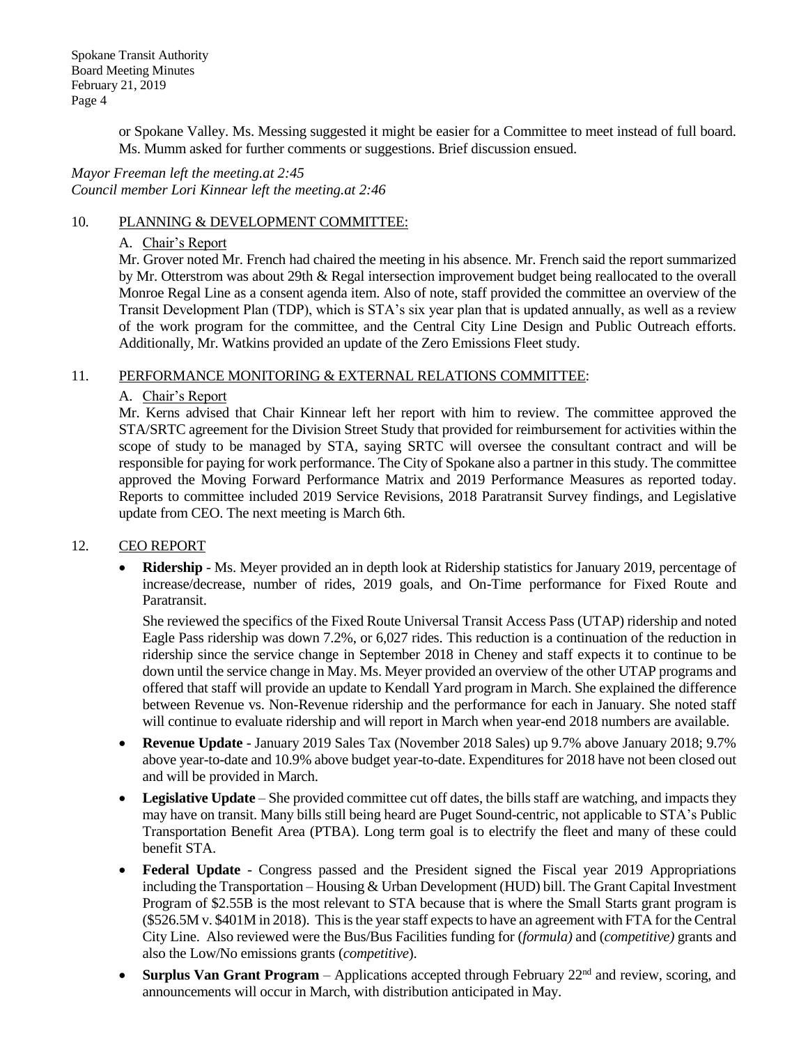or Spokane Valley. Ms. Messing suggested it might be easier for a Committee to meet instead of full board. Ms. Mumm asked for further comments or suggestions. Brief discussion ensued.

*Mayor Freeman left the meeting.at 2:45*
*Council member Lori Kinnear left the meeting.at 2:46*

10. PLANNING & DEVELOPMENT COMMITTEE:

A. Chair's Report

Mr. Grover noted Mr. French had chaired the meeting in his absence. Mr. French said the report summarized by Mr. Otterstrom was about 29th & Regal intersection improvement budget being reallocated to the overall Monroe Regal Line as a consent agenda item. Also of note, staff provided the committee an overview of the Transit Development Plan (TDP), which is STA's six year plan that is updated annually, as well as a review of the work program for the committee, and the Central City Line Design and Public Outreach efforts. Additionally, Mr. Watkins provided an update of the Zero Emissions Fleet study.

11. PERFORMANCE MONITORING & EXTERNAL RELATIONS COMMITTEE:

A. Chair's Report

Mr. Kerns advised that Chair Kinnear left her report with him to review. The committee approved the STA/SRTC agreement for the Division Street Study that provided for reimbursement for activities within the scope of study to be managed by STA, saying SRTC will oversee the consultant contract and will be responsible for paying for work performance. The City of Spokane also a partner in this study. The committee approved the Moving Forward Performance Matrix and 2019 Performance Measures as reported today. Reports to committee included 2019 Service Revisions, 2018 Paratransit Survey findings, and Legislative update from CEO. The next meeting is March 6th.

12. CEO REPORT

- **Ridership** - Ms. Meyer provided an in depth look at Ridership statistics for January 2019, percentage of increase/decrease, number of rides, 2019 goals, and On-Time performance for Fixed Route and Paratransit.

  She reviewed the specifics of the Fixed Route Universal Transit Access Pass (UTAP) ridership and noted Eagle Pass ridership was down 7.2%, or 6,027 rides. This reduction is a continuation of the reduction in ridership since the service change in September 2018 in Cheney and staff expects it to continue to be down until the service change in May. Ms. Meyer provided an overview of the other UTAP programs and offered that staff will provide an update to Kendall Yard program in March. She explained the difference between Revenue vs. Non-Revenue ridership and the performance for each in January. She noted staff will continue to evaluate ridership and will report in March when year-end 2018 numbers are available.

- **Revenue Update** - January 2019 Sales Tax (November 2018 Sales) up 9.7% above January 2018; 9.7% above year-to-date and 10.9% above budget year-to-date. Expenditures for 2018 have not been closed out and will be provided in March.

- **Legislative Update** – She provided committee cut off dates, the bills staff are watching, and impacts they may have on transit. Many bills still being heard are Puget Sound-centric, not applicable to STA's Public Transportation Benefit Area (PTBA). Long term goal is to electrify the fleet and many of these could benefit STA.

- **Federal Update** - Congress passed and the President signed the Fiscal year 2019 Appropriations including the Transportation – Housing & Urban Development (HUD) bill. The Grant Capital Investment Program of $2.55B is the most relevant to STA because that is where the Small Starts grant program is ($526.5M v. $401M in 2018). This is the year staff expects to have an agreement with FTA for the Central City Line. Also reviewed were the Bus/Bus Facilities funding for (*formula)* and (*competitive)* grants and also the Low/No emissions grants (*competitive*).

- **Surplus Van Grant Program** – Applications accepted through February 22nd and review, scoring, and announcements will occur in March, with distribution anticipated in May.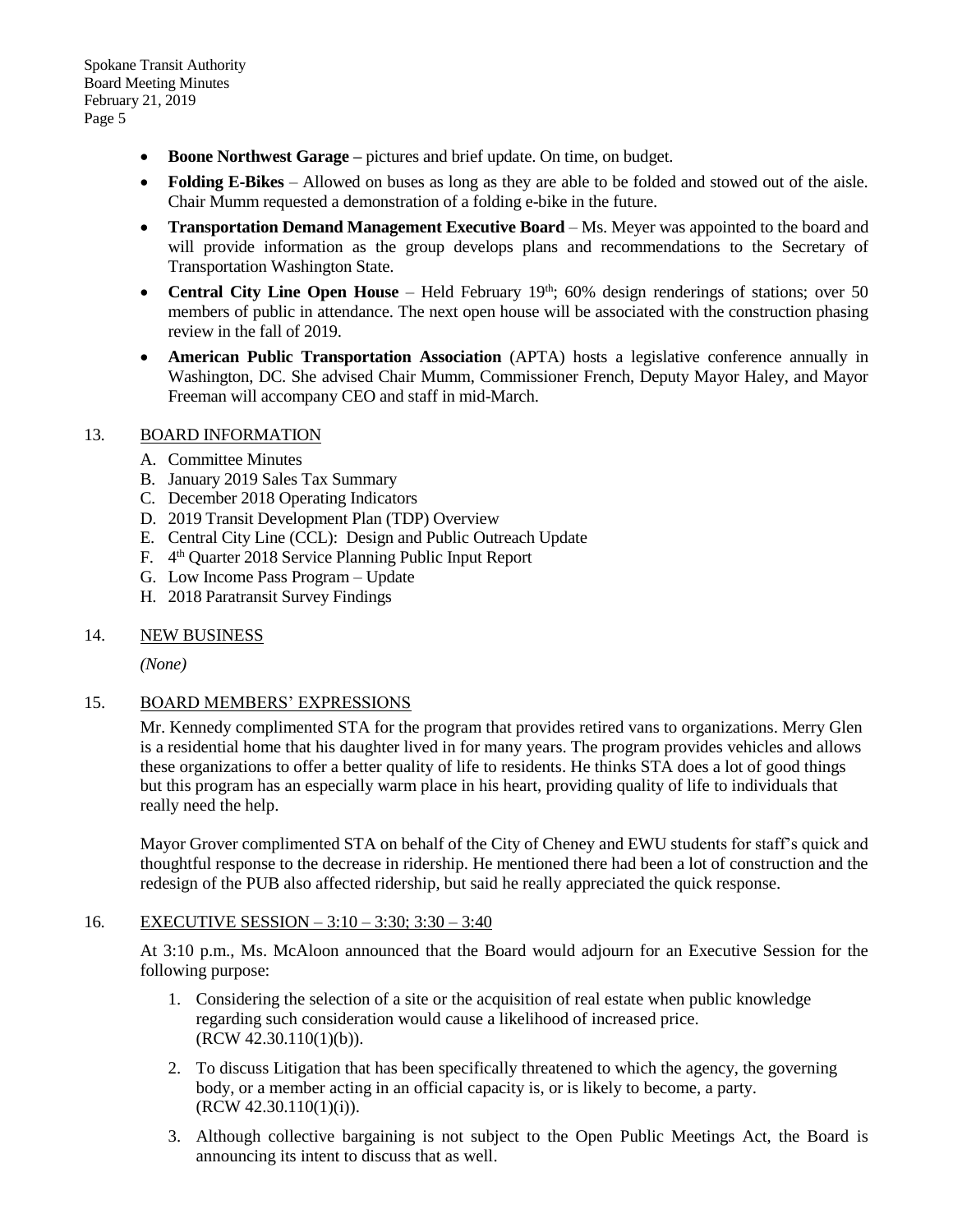- **Boone Northwest Garage –** pictures and brief update. On time, on budget.
- **Folding E-Bikes** – Allowed on buses as long as they are able to be folded and stowed out of the aisle. Chair Mumm requested a demonstration of a folding e-bike in the future.
- **Transportation Demand Management Executive Board** – Ms. Meyer was appointed to the board and will provide information as the group develops plans and recommendations to the Secretary of Transportation Washington State.
- **Central City Line Open House** – Held February 19th; 60% design renderings of stations; over 50 members of public in attendance. The next open house will be associated with the construction phasing review in the fall of 2019.
- **American Public Transportation Association** (APTA) hosts a legislative conference annually in Washington, DC. She advised Chair Mumm, Commissioner French, Deputy Mayor Haley, and Mayor Freeman will accompany CEO and staff in mid-March.

## 13. BOARD INFORMATION

A. Committee Minutes
B. January 2019 Sales Tax Summary
C. December 2018 Operating Indicators
D. 2019 Transit Development Plan (TDP) Overview
E. Central City Line (CCL): Design and Public Outreach Update
F. 4th Quarter 2018 Service Planning Public Input Report
G. Low Income Pass Program – Update
H. 2018 Paratransit Survey Findings

## 14. NEW BUSINESS

*(None)*

## 15. BOARD MEMBERS' EXPRESSIONS

Mr. Kennedy complimented STA for the program that provides retired vans to organizations. Merry Glen is a residential home that his daughter lived in for many years. The program provides vehicles and allows these organizations to offer a better quality of life to residents. He thinks STA does a lot of good things but this program has an especially warm place in his heart, providing quality of life to individuals that really need the help.

Mayor Grover complimented STA on behalf of the City of Cheney and EWU students for staff's quick and thoughtful response to the decrease in ridership. He mentioned there had been a lot of construction and the redesign of the PUB also affected ridership, but said he really appreciated the quick response.

## 16. EXECUTIVE SESSION – 3:10 – 3:30; 3:30 – 3:40

At 3:10 p.m., Ms. McAloon announced that the Board would adjourn for an Executive Session for the following purpose:

1. Considering the selection of a site or the acquisition of real estate when public knowledge regarding such consideration would cause a likelihood of increased price. (RCW 42.30.110(1)(b)).
2. To discuss Litigation that has been specifically threatened to which the agency, the governing body, or a member acting in an official capacity is, or is likely to become, a party. (RCW 42.30.110(1)(i)).
3. Although collective bargaining is not subject to the Open Public Meetings Act, the Board is announcing its intent to discuss that as well.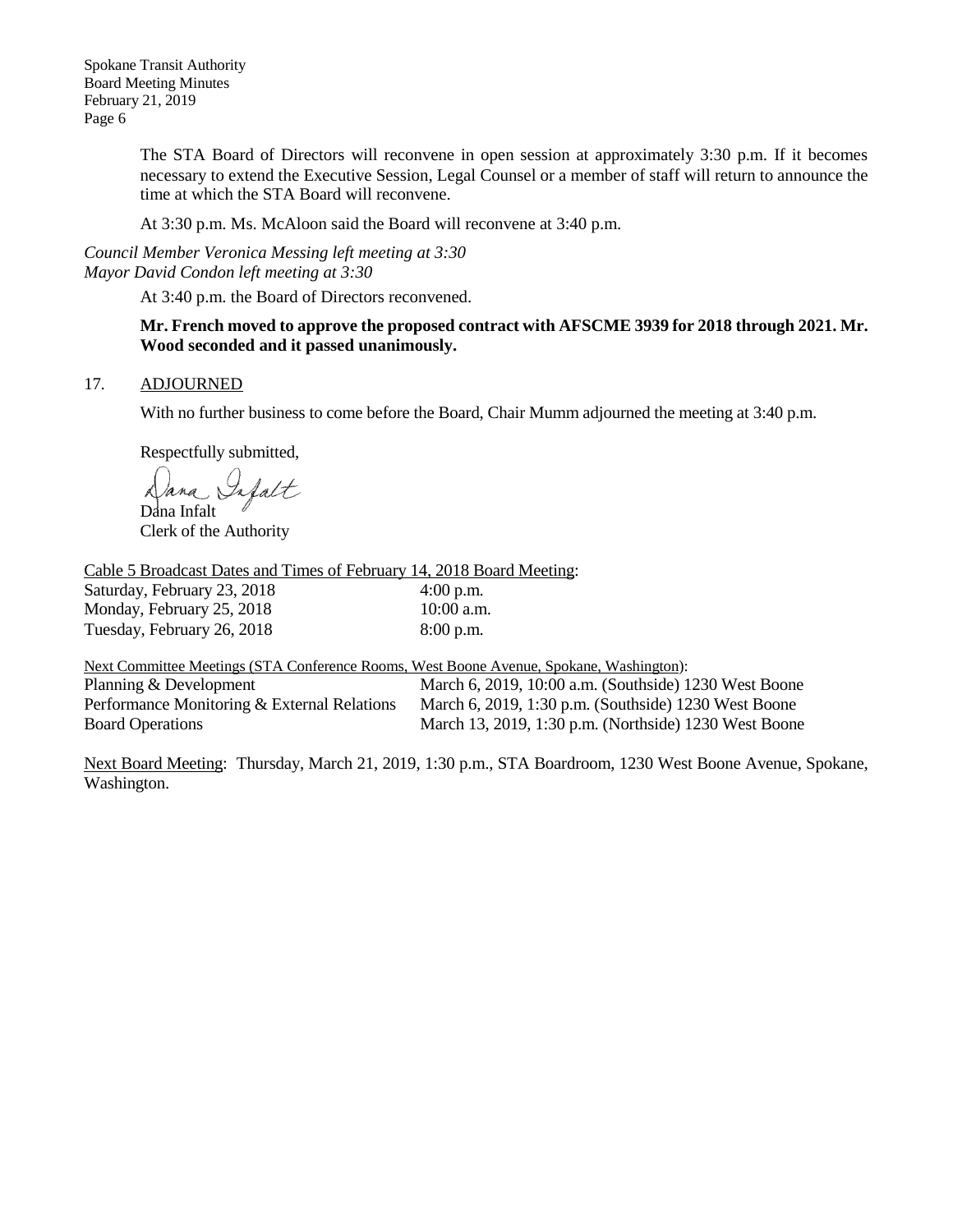The STA Board of Directors will reconvene in open session at approximately 3:30 p.m. If it becomes necessary to extend the Executive Session, Legal Counsel or a member of staff will return to announce the time at which the STA Board will reconvene.

At 3:30 p.m. Ms. McAloon said the Board will reconvene at 3:40 p.m.

*Council Member Veronica Messing left meeting at 3:30*
*Mayor David Condon left meeting at 3:30*

At 3:40 p.m. the Board of Directors reconvened.

**Mr. French moved to approve the proposed contract with AFSCME 3939 for 2018 through 2021. Mr. Wood seconded and it passed unanimously.**

17. ADJOURNED

With no further business to come before the Board, Chair Mumm adjourned the meeting at 3:40 p.m.

Respectfully submitted,

Dana Infalt
Clerk of the Authority

Cable 5 Broadcast Dates and Times of February 14, 2018 Board Meeting:

| | |
|---|---|
| Saturday, February 23, 2018 | 4:00 p.m. |
| Monday, February 25, 2018 | 10:00 a.m. |
| Tuesday, February 26, 2018 | 8:00 p.m. |

Next Committee Meetings (STA Conference Rooms, West Boone Avenue, Spokane, Washington):

| | |
|---|---|
| Planning & Development | March 6, 2019, 10:00 a.m. (Southside) 1230 West Boone |
| Performance Monitoring & External Relations | March 6, 2019, 1:30 p.m. (Southside) 1230 West Boone |
| Board Operations | March 13, 2019, 1:30 p.m. (Northside) 1230 West Boone |

Next Board Meeting: Thursday, March 21, 2019, 1:30 p.m., STA Boardroom, 1230 West Boone Avenue, Spokane, Washington.